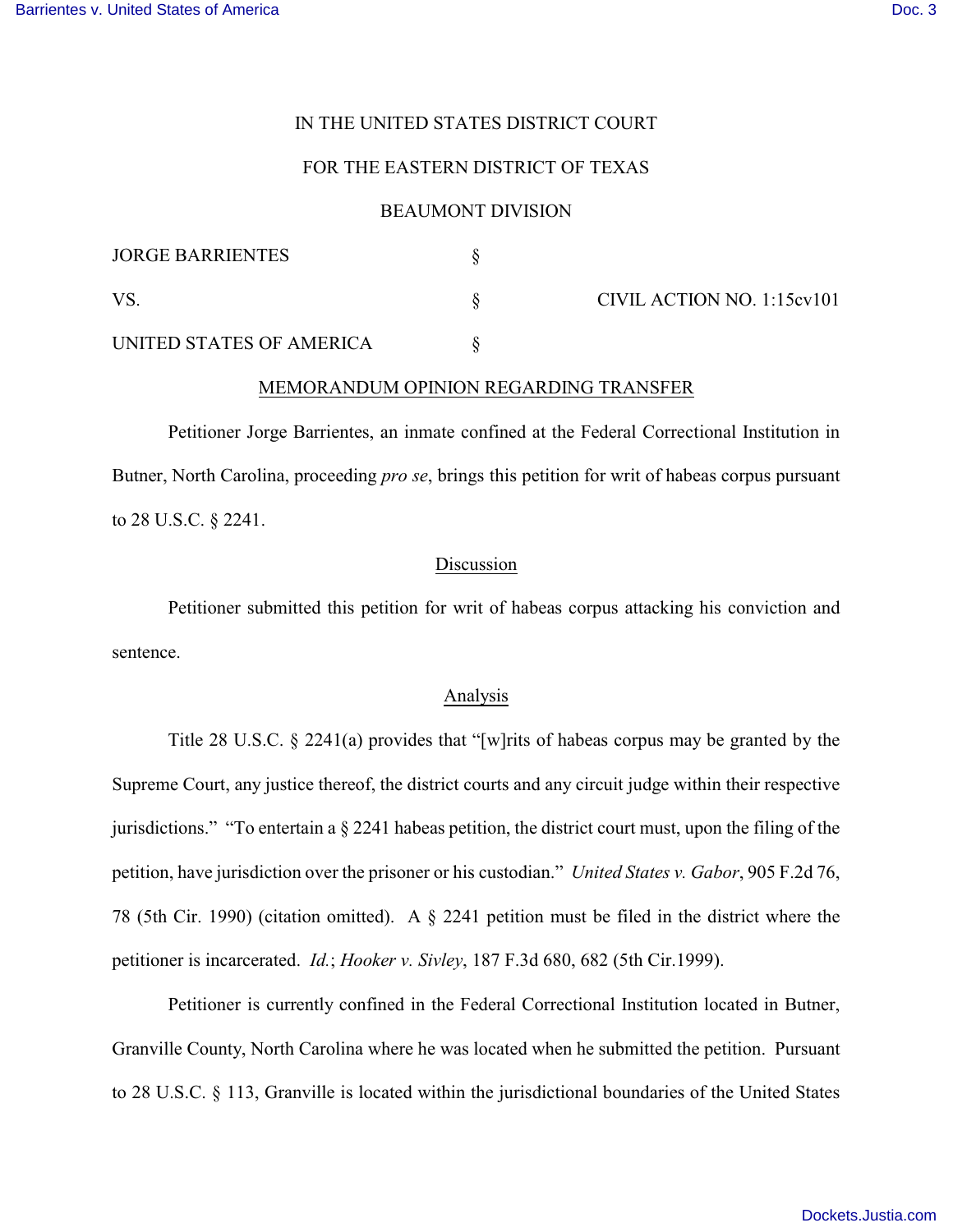IN THE UNITED STATES DISTRICT COURT

FOR THE EASTERN DISTRICT OF TEXAS

BEAUMONT DIVISION

| | | |
|---|---|---|
| JORGE BARRIENTES | § | |
| VS. | § | CIVIL ACTION NO. 1:15cv101 |
| UNITED STATES OF AMERICA | § | |

MEMORANDUM OPINION REGARDING TRANSFER

Petitioner Jorge Barrientes, an inmate confined at the Federal Correctional Institution in Butner, North Carolina, proceeding *pro se*, brings this petition for writ of habeas corpus pursuant to 28 U.S.C. § 2241.

Discussion

Petitioner submitted this petition for writ of habeas corpus attacking his conviction and sentence.

Analysis

Title 28 U.S.C. § 2241(a) provides that "[w]rits of habeas corpus may be granted by the Supreme Court, any justice thereof, the district courts and any circuit judge within their respective jurisdictions." "To entertain a § 2241 habeas petition, the district court must, upon the filing of the petition, have jurisdiction over the prisoner or his custodian." *United States v. Gabor*, 905 F.2d 76, 78 (5th Cir. 1990) (citation omitted). A § 2241 petition must be filed in the district where the petitioner is incarcerated. *Id.*; *Hooker v. Sivley*, 187 F.3d 680, 682 (5th Cir.1999).

Petitioner is currently confined in the Federal Correctional Institution located in Butner, Granville County, North Carolina where he was located when he submitted the petition. Pursuant to 28 U.S.C. § 113, Granville is located within the jurisdictional boundaries of the United States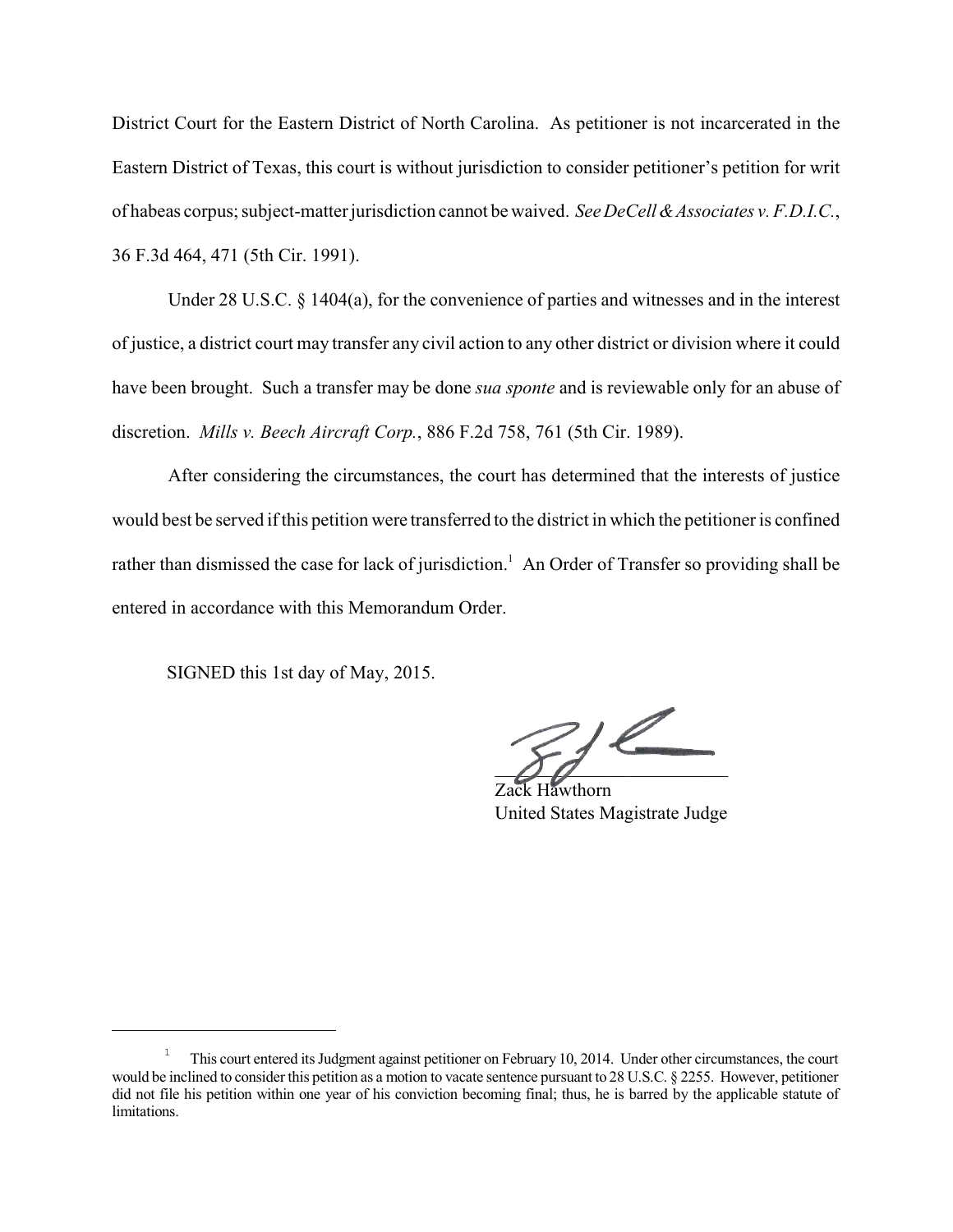District Court for the Eastern District of North Carolina. As petitioner is not incarcerated in the Eastern District of Texas, this court is without jurisdiction to consider petitioner's petition for writ of habeas corpus; subject-matter jurisdiction cannot be waived. *See DeCell & Associates v. F.D.I.C.*, 36 F.3d 464, 471 (5th Cir. 1991).

Under 28 U.S.C. § 1404(a), for the convenience of parties and witnesses and in the interest of justice, a district court may transfer any civil action to any other district or division where it could have been brought. Such a transfer may be done *sua sponte* and is reviewable only for an abuse of discretion. *Mills v. Beech Aircraft Corp.*, 886 F.2d 758, 761 (5th Cir. 1989).

After considering the circumstances, the court has determined that the interests of justice would best be served if this petition were transferred to the district in which the petitioner is confined rather than dismissed the case for lack of jurisdiction.[1] An Order of Transfer so providing shall be entered in accordance with this Memorandum Order.

SIGNED this 1st day of May, 2015.

Zack Hawthorn
United States Magistrate Judge

---

[1] This court entered its Judgment against petitioner on February 10, 2014. Under other circumstances, the court would be inclined to consider this petition as a motion to vacate sentence pursuant to 28 U.S.C. § 2255. However, petitioner did not file his petition within one year of his conviction becoming final; thus, he is barred by the applicable statute of limitations.